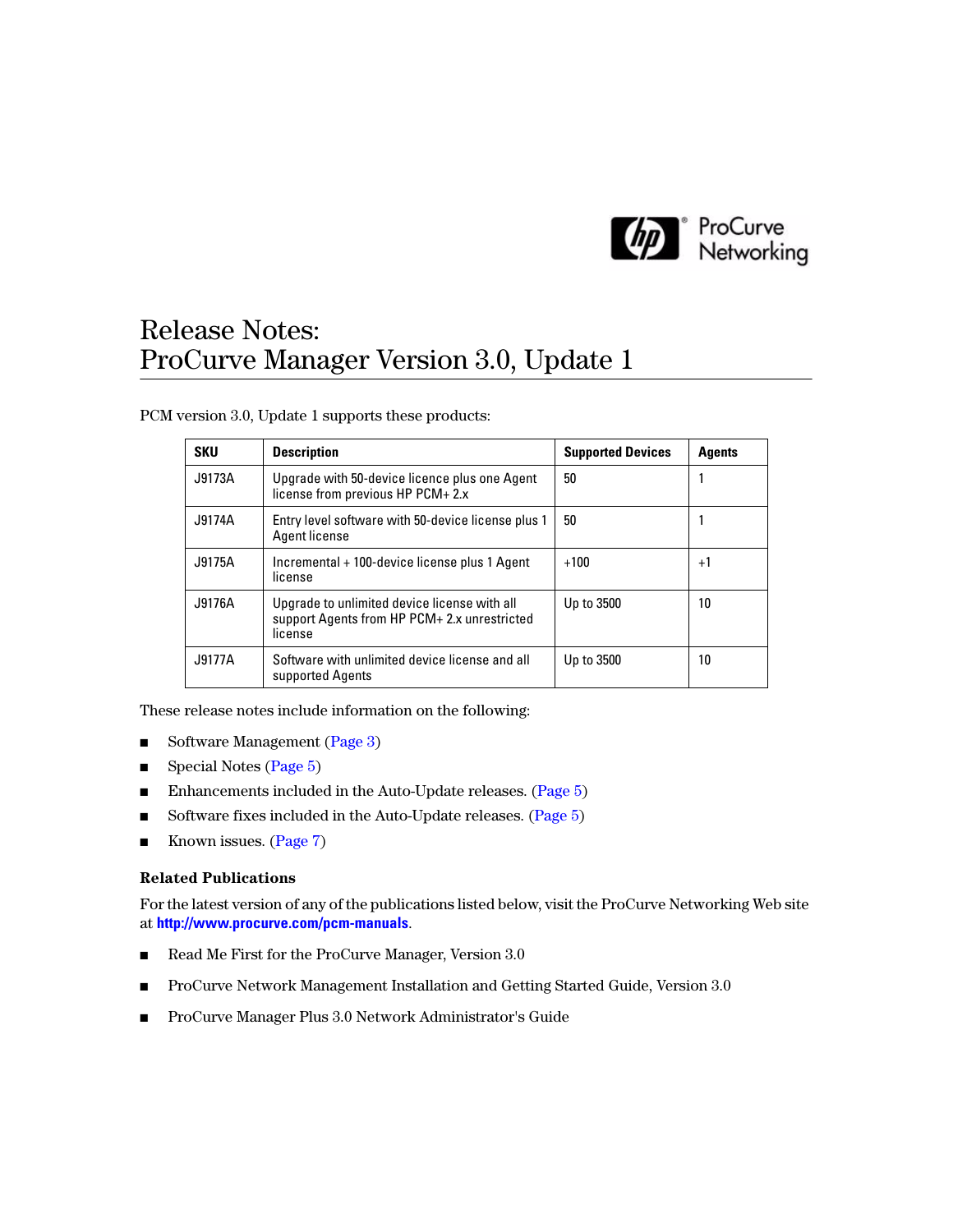# Release Notes: ProCurve Manager Version 3.0, Update 1

PCM version 3.0, Update 1 supports these products:

| SKU | Description | Supported Devices | Agents |
|---|---|---|---|
| J9173A | Upgrade with 50-device licence plus one Agent license from previous HP PCM+ 2.x | 50 | 1 |
| J9174A | Entry level software with 50-device license plus 1 Agent license | 50 | 1 |
| J9175A | Incremental + 100-device license plus 1 Agent license | +100 | +1 |
| J9176A | Upgrade to unlimited device license with all support Agents from HP PCM+ 2.x unrestricted license | Up to 3500 | 10 |
| J9177A | Software with unlimited device license and all supported Agents | Up to 3500 | 10 |

These release notes include information on the following:

- Software Management (Page 3)
- Special Notes (Page 5)
- Enhancements included in the Auto-Update releases. (Page 5)
- Software fixes included in the Auto-Update releases. (Page 5)
- Known issues. (Page 7)

### Related Publications

For the latest version of any of the publications listed below, visit the ProCurve Networking Web site at **http://www.procurve.com/pcm-manuals**.

- Read Me First for the ProCurve Manager, Version 3.0
- ProCurve Network Management Installation and Getting Started Guide, Version 3.0
- ProCurve Manager Plus 3.0 Network Administrator's Guide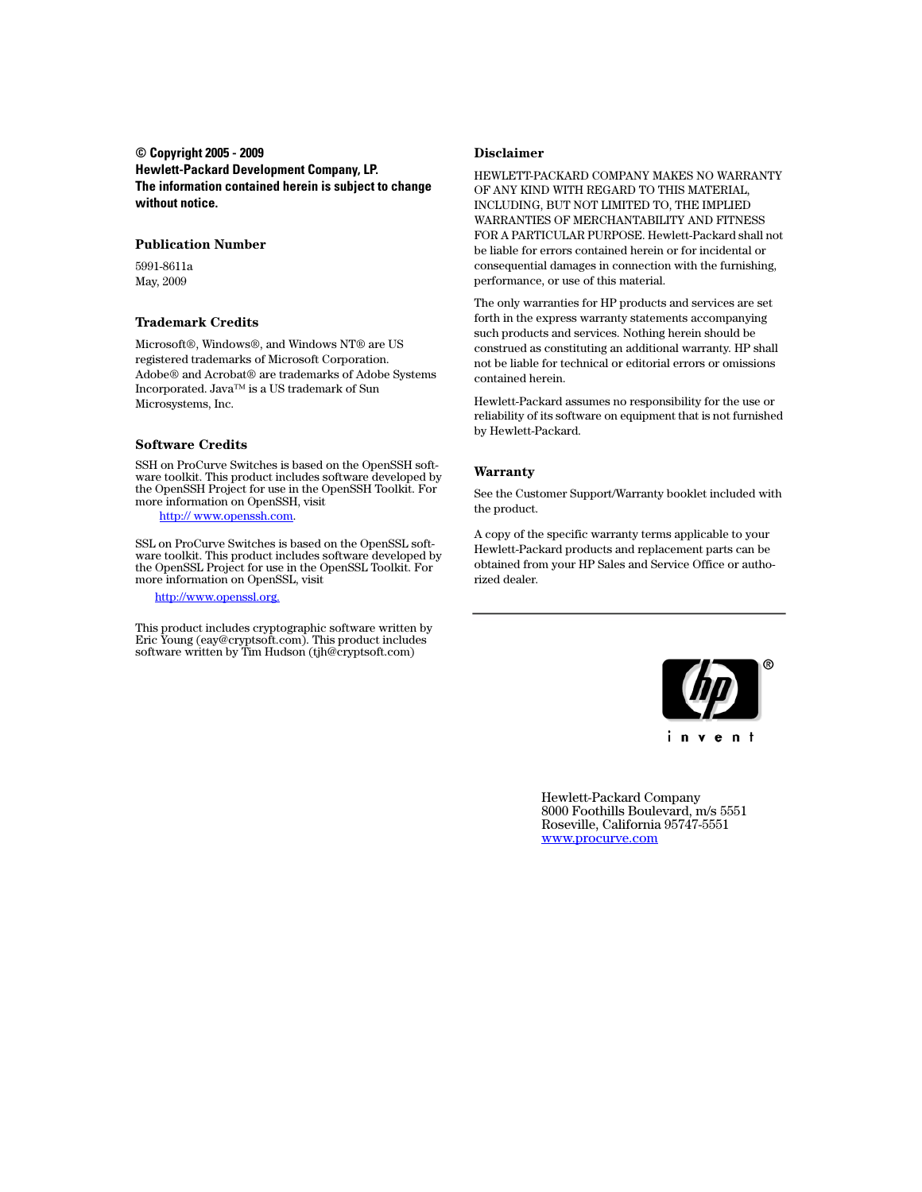**© Copyright 2005 - 2009**
**Hewlett-Packard Development Company, LP.**
**The information contained herein is subject to change without notice.**

## Publication Number

5991-8611a
May, 2009

## Trademark Credits

Microsoft®, Windows®, and Windows NT® are US registered trademarks of Microsoft Corporation. Adobe® and Acrobat® are trademarks of Adobe Systems Incorporated. Java™ is a US trademark of Sun Microsystems, Inc.

## Software Credits

SSH on ProCurve Switches is based on the OpenSSH software toolkit. This product includes software developed by the OpenSSH Project for use in the OpenSSH Toolkit. For more information on OpenSSH, visit

http:// www.openssh.com.

SSL on ProCurve Switches is based on the OpenSSL software toolkit. This product includes software developed by the OpenSSL Project for use in the OpenSSL Toolkit. For more information on OpenSSL, visit

http://www.openssl.org.

This product includes cryptographic software written by Eric Young (eay@cryptsoft.com). This product includes software written by Tim Hudson (tjh@cryptsoft.com)

## Disclaimer

HEWLETT-PACKARD COMPANY MAKES NO WARRANTY OF ANY KIND WITH REGARD TO THIS MATERIAL, INCLUDING, BUT NOT LIMITED TO, THE IMPLIED WARRANTIES OF MERCHANTABILITY AND FITNESS FOR A PARTICULAR PURPOSE. Hewlett-Packard shall not be liable for errors contained herein or for incidental or consequential damages in connection with the furnishing, performance, or use of this material.

The only warranties for HP products and services are set forth in the express warranty statements accompanying such products and services. Nothing herein should be construed as constituting an additional warranty. HP shall not be liable for technical or editorial errors or omissions contained herein.

Hewlett-Packard assumes no responsibility for the use or reliability of its software on equipment that is not furnished by Hewlett-Packard.

## Warranty

See the Customer Support/Warranty booklet included with the product.

A copy of the specific warranty terms applicable to your Hewlett-Packard products and replacement parts can be obtained from your HP Sales and Service Office or authorized dealer.

---

Hewlett-Packard Company
8000 Foothills Boulevard, m/s 5551
Roseville, California 95747-5551
www.procurve.com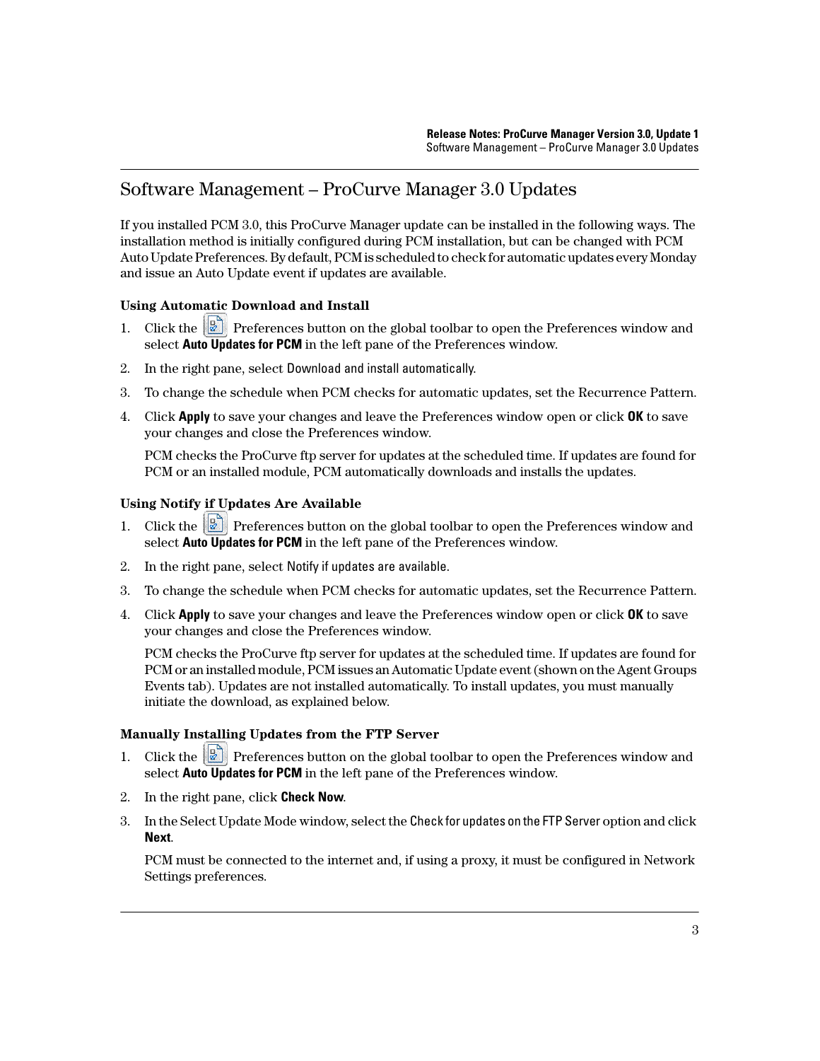## Software Management – ProCurve Manager 3.0 Updates

If you installed PCM 3.0, this ProCurve Manager update can be installed in the following ways. The installation method is initially configured during PCM installation, but can be changed with PCM Auto Update Preferences. By default, PCM is scheduled to check for automatic updates every Monday and issue an Auto Update event if updates are available.

### Using Automatic Download and Install

1. Click the Preferences button on the global toolbar to open the Preferences window and select **Auto Updates for PCM** in the left pane of the Preferences window.
2. In the right pane, select Download and install automatically.
3. To change the schedule when PCM checks for automatic updates, set the Recurrence Pattern.
4. Click **Apply** to save your changes and leave the Preferences window open or click **OK** to save your changes and close the Preferences window.

   PCM checks the ProCurve ftp server for updates at the scheduled time. If updates are found for PCM or an installed module, PCM automatically downloads and installs the updates.

### Using Notify if Updates Are Available

1. Click the Preferences button on the global toolbar to open the Preferences window and select **Auto Updates for PCM** in the left pane of the Preferences window.
2. In the right pane, select Notify if updates are available.
3. To change the schedule when PCM checks for automatic updates, set the Recurrence Pattern.
4. Click **Apply** to save your changes and leave the Preferences window open or click **OK** to save your changes and close the Preferences window.

   PCM checks the ProCurve ftp server for updates at the scheduled time. If updates are found for PCM or an installed module, PCM issues an Automatic Update event (shown on the Agent Groups Events tab). Updates are not installed automatically. To install updates, you must manually initiate the download, as explained below.

### Manually Installing Updates from the FTP Server

1. Click the Preferences button on the global toolbar to open the Preferences window and select **Auto Updates for PCM** in the left pane of the Preferences window.
2. In the right pane, click **Check Now**.
3. In the Select Update Mode window, select the Check for updates on the FTP Server option and click **Next**.

   PCM must be connected to the internet and, if using a proxy, it must be configured in Network Settings preferences.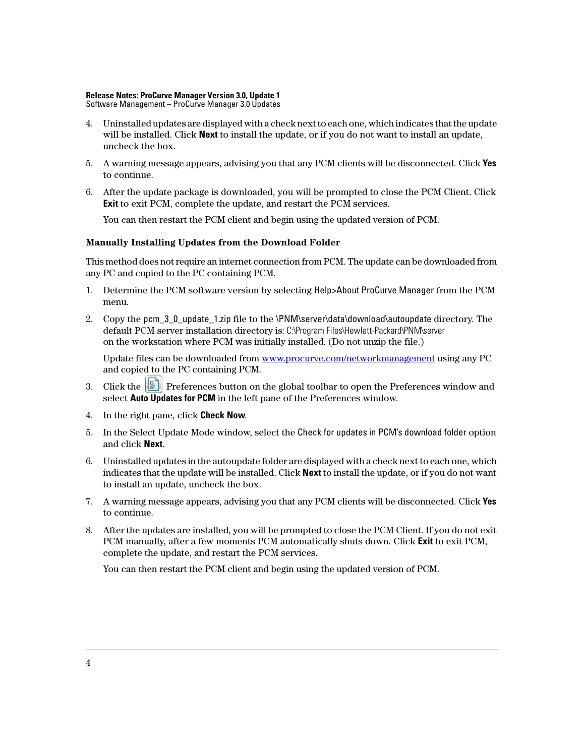4. Uninstalled updates are displayed with a check next to each one, which indicates that the update will be installed. Click **Next** to install the update, or if you do not want to install an update, uncheck the box.
5. A warning message appears, advising you that any PCM clients will be disconnected. Click **Yes** to continue.
6. After the update package is downloaded, you will be prompted to close the PCM Client. Click **Exit** to exit PCM, complete the update, and restart the PCM services.

   You can then restart the PCM client and begin using the updated version of PCM.

### Manually Installing Updates from the Download Folder

This method does not require an internet connection from PCM. The update can be downloaded from any PC and copied to the PC containing PCM.

1. Determine the PCM software version by selecting Help>About ProCurve Manager from the PCM menu.
2. Copy the pcm_3_0_update_1.zip file to the \PNM\server\data\download\autoupdate directory. The default PCM server installation directory is: C:\Program Files\Hewlett-Packard\PNM\server on the workstation where PCM was initially installed. (Do not unzip the file.)

   Update files can be downloaded from [www.procurve.com/networkmanagement](www.procurve.com/networkmanagement) using any PC and copied to the PC containing PCM.
3. Click the Preferences button on the global toolbar to open the Preferences window and select **Auto Updates for PCM** in the left pane of the Preferences window.
4. In the right pane, click **Check Now**.
5. In the Select Update Mode window, select the Check for updates in PCM's download folder option and click **Next**.
6. Uninstalled updates in the autoupdate folder are displayed with a check next to each one, which indicates that the update will be installed. Click **Next** to install the update, or if you do not want to install an update, uncheck the box.
7. A warning message appears, advising you that any PCM clients will be disconnected. Click **Yes** to continue.
8. After the updates are installed, you will be prompted to close the PCM Client. If you do not exit PCM manually, after a few moments PCM automatically shuts down. Click **Exit** to exit PCM, complete the update, and restart the PCM services.

   You can then restart the PCM client and begin using the updated version of PCM.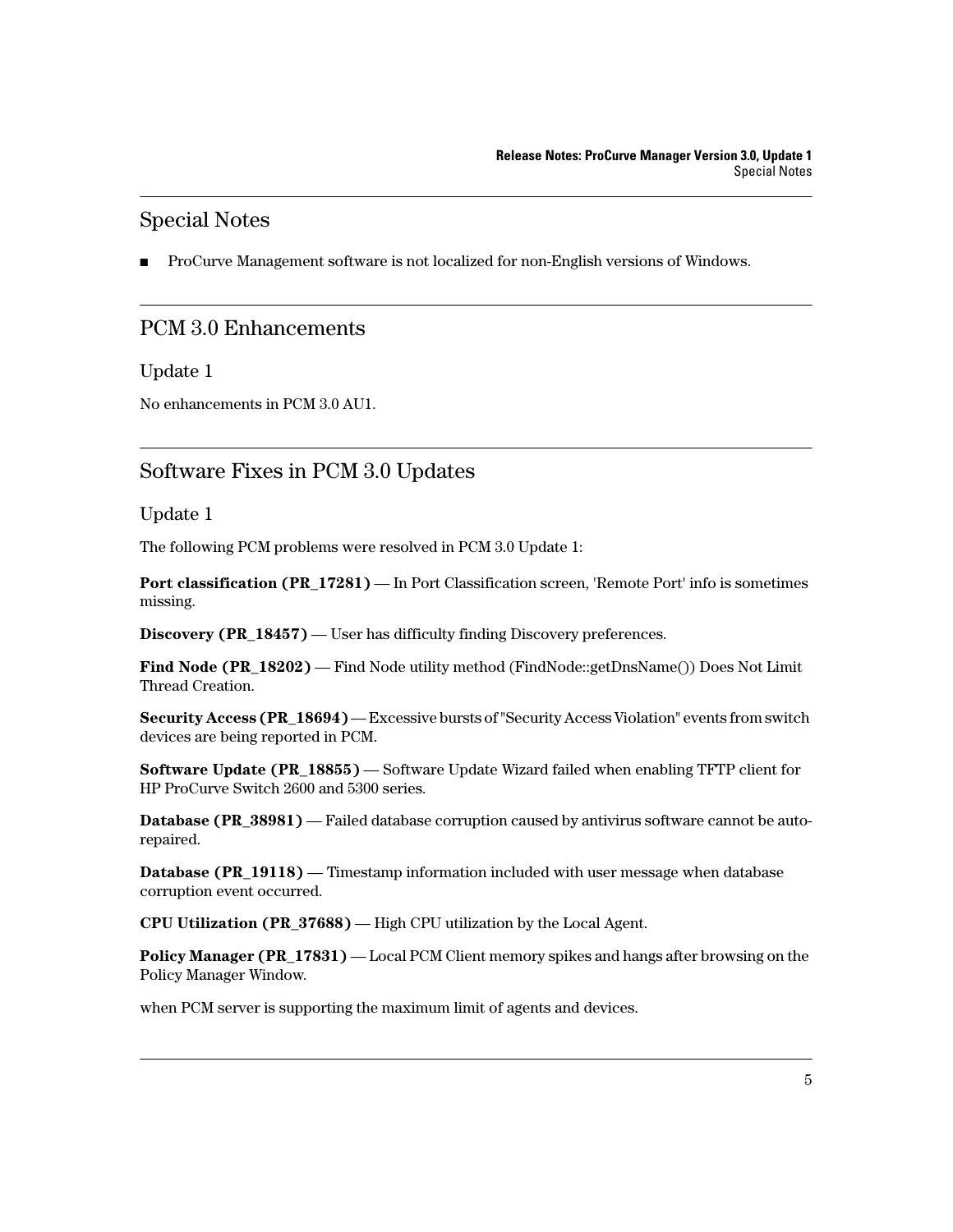## Special Notes

- ProCurve Management software is not localized for non-English versions of Windows.

## PCM 3.0 Enhancements

### Update 1

No enhancements in PCM 3.0 AU1.

## Software Fixes in PCM 3.0 Updates

### Update 1

The following PCM problems were resolved in PCM 3.0 Update 1:

**Port classification (PR_17281)** — In Port Classification screen, 'Remote Port' info is sometimes missing.

**Discovery (PR_18457)** — User has difficulty finding Discovery preferences.

**Find Node (PR_18202)** — Find Node utility method (FindNode::getDnsName()) Does Not Limit Thread Creation.

**Security Access (PR_18694)** — Excessive bursts of "Security Access Violation" events from switch devices are being reported in PCM.

**Software Update (PR_18855)** — Software Update Wizard failed when enabling TFTP client for HP ProCurve Switch 2600 and 5300 series.

**Database (PR_38981)** — Failed database corruption caused by antivirus software cannot be auto-repaired.

**Database (PR_19118)** — Timestamp information included with user message when database corruption event occurred.

**CPU Utilization (PR_37688)** — High CPU utilization by the Local Agent.

**Policy Manager (PR_17831)** — Local PCM Client memory spikes and hangs after browsing on the Policy Manager Window.

when PCM server is supporting the maximum limit of agents and devices.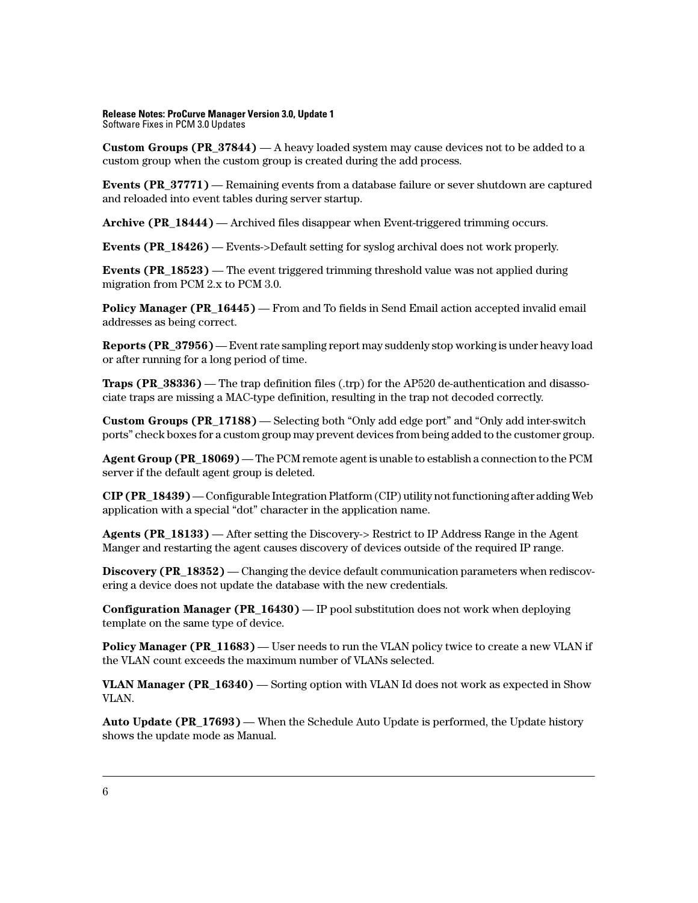**Custom Groups (PR_37844)** — A heavy loaded system may cause devices not to be added to a custom group when the custom group is created during the add process.

**Events (PR_37771)** — Remaining events from a database failure or sever shutdown are captured and reloaded into event tables during server startup.

**Archive (PR_18444)** — Archived files disappear when Event-triggered trimming occurs.

**Events (PR_18426)** — Events->Default setting for syslog archival does not work properly.

**Events (PR_18523)** — The event triggered trimming threshold value was not applied during migration from PCM 2.x to PCM 3.0.

**Policy Manager (PR_16445)** — From and To fields in Send Email action accepted invalid email addresses as being correct.

**Reports (PR_37956)** — Event rate sampling report may suddenly stop working is under heavy load or after running for a long period of time.

**Traps (PR_38336)** — The trap definition files (.trp) for the AP520 de-authentication and disassociate traps are missing a MAC-type definition, resulting in the trap not decoded correctly.

**Custom Groups (PR_17188)** — Selecting both “Only add edge port” and “Only add inter-switch ports” check boxes for a custom group may prevent devices from being added to the customer group.

**Agent Group (PR_18069)** — The PCM remote agent is unable to establish a connection to the PCM server if the default agent group is deleted.

**CIP (PR_18439)** — Configurable Integration Platform (CIP) utility not functioning after adding Web application with a special “dot” character in the application name.

**Agents (PR_18133)** — After setting the Discovery-> Restrict to IP Address Range in the Agent Manger and restarting the agent causes discovery of devices outside of the required IP range.

**Discovery (PR_18352)** — Changing the device default communication parameters when rediscovering a device does not update the database with the new credentials.

**Configuration Manager (PR_16430)** — IP pool substitution does not work when deploying template on the same type of device.

**Policy Manager (PR_11683)** — User needs to run the VLAN policy twice to create a new VLAN if the VLAN count exceeds the maximum number of VLANs selected.

**VLAN Manager (PR_16340)** — Sorting option with VLAN Id does not work as expected in Show VLAN.

**Auto Update (PR_17693)** — When the Schedule Auto Update is performed, the Update history shows the update mode as Manual.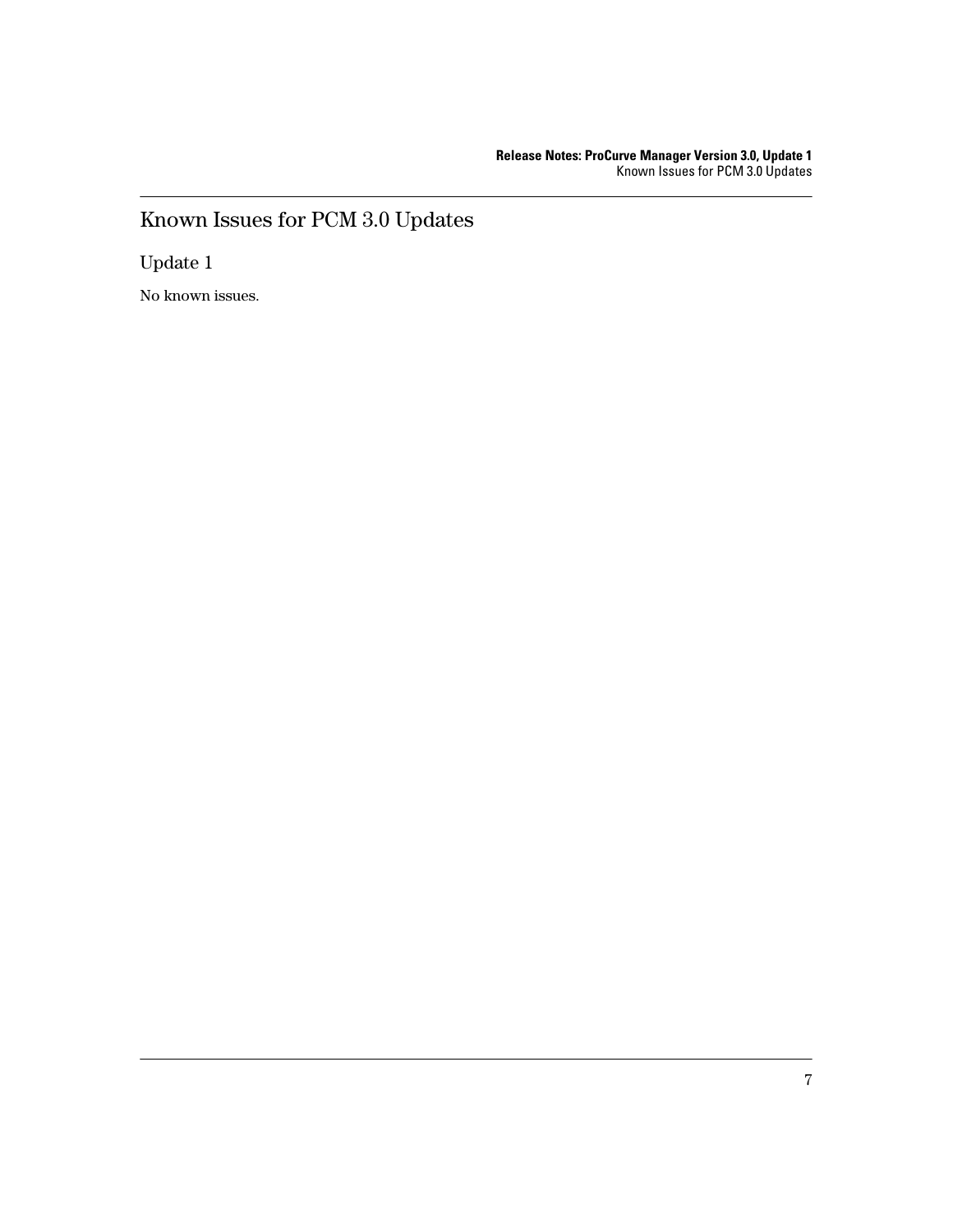# Known Issues for PCM 3.0 Updates

## Update 1

No known issues.